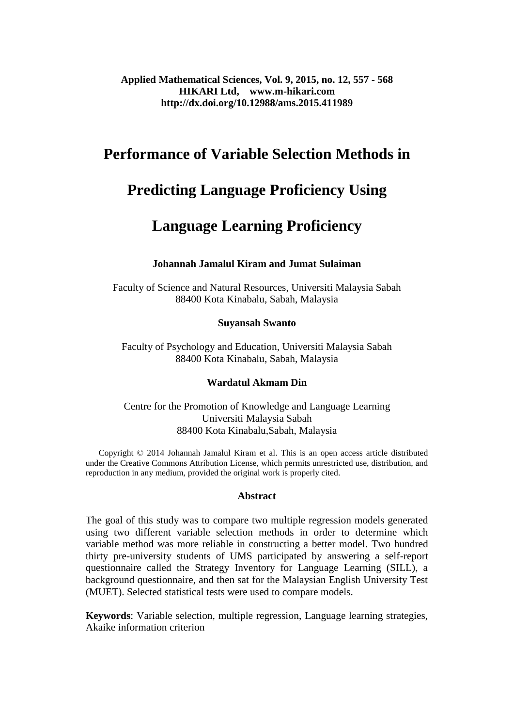# Performance of Variable Selection Methods in Predicting Language Proficiency Using Language Learning Proficiency

**Johannah Jamalul Kiram and Jumat Sulaiman**

Faculty of Science and Natural Resources, Universiti Malaysia Sabah
88400 Kota Kinabalu, Sabah, Malaysia

**Suyansah Swanto**

Faculty of Psychology and Education, Universiti Malaysia Sabah
88400 Kota Kinabalu, Sabah, Malaysia

**Wardatul Akmam Din**

Centre for the Promotion of Knowledge and Language Learning
Universiti Malaysia Sabah
88400 Kota Kinabalu,Sabah, Malaysia

Copyright © 2014 Johannah Jamalul Kiram et al. This is an open access article distributed under the Creative Commons Attribution License, which permits unrestricted use, distribution, and reproduction in any medium, provided the original work is properly cited.

## Abstract

The goal of this study was to compare two multiple regression models generated using two different variable selection methods in order to determine which variable method was more reliable in constructing a better model. Two hundred thirty pre-university students of UMS participated by answering a self-report questionnaire called the Strategy Inventory for Language Learning (SILL), a background questionnaire, and then sat for the Malaysian English University Test (MUET). Selected statistical tests were used to compare models.

**Keywords**: Variable selection, multiple regression, Language learning strategies, Akaike information criterion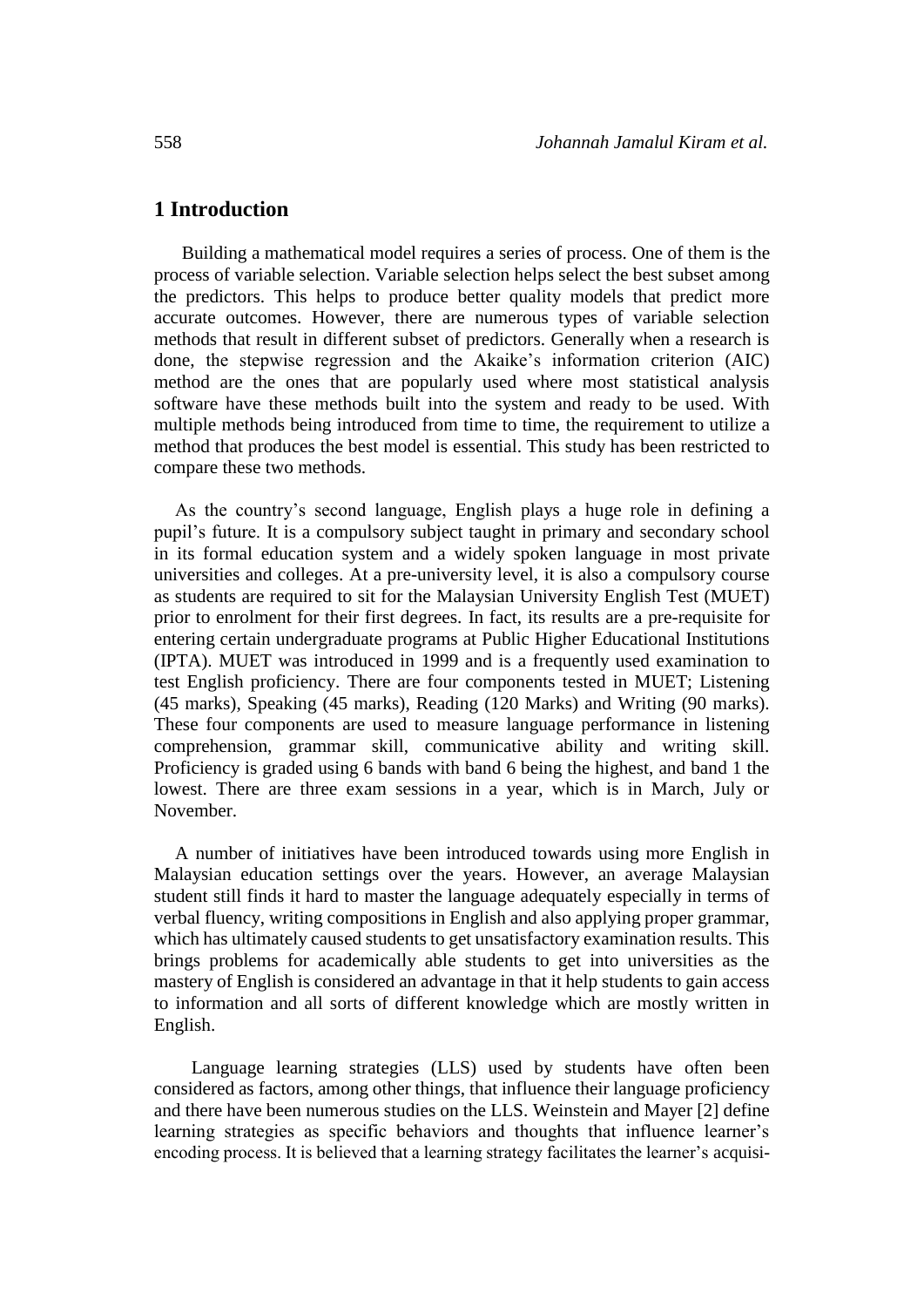## 1 Introduction

Building a mathematical model requires a series of process. One of them is the process of variable selection. Variable selection helps select the best subset among the predictors. This helps to produce better quality models that predict more accurate outcomes. However, there are numerous types of variable selection methods that result in different subset of predictors. Generally when a research is done, the stepwise regression and the Akaike's information criterion (AIC) method are the ones that are popularly used where most statistical analysis software have these methods built into the system and ready to be used. With multiple methods being introduced from time to time, the requirement to utilize a method that produces the best model is essential. This study has been restricted to compare these two methods.

As the country's second language, English plays a huge role in defining a pupil's future. It is a compulsory subject taught in primary and secondary school in its formal education system and a widely spoken language in most private universities and colleges. At a pre-university level, it is also a compulsory course as students are required to sit for the Malaysian University English Test (MUET) prior to enrolment for their first degrees. In fact, its results are a pre-requisite for entering certain undergraduate programs at Public Higher Educational Institutions (IPTA). MUET was introduced in 1999 and is a frequently used examination to test English proficiency. There are four components tested in MUET; Listening (45 marks), Speaking (45 marks), Reading (120 Marks) and Writing (90 marks). These four components are used to measure language performance in listening comprehension, grammar skill, communicative ability and writing skill. Proficiency is graded using 6 bands with band 6 being the highest, and band 1 the lowest. There are three exam sessions in a year, which is in March, July or November.

A number of initiatives have been introduced towards using more English in Malaysian education settings over the years. However, an average Malaysian student still finds it hard to master the language adequately especially in terms of verbal fluency, writing compositions in English and also applying proper grammar, which has ultimately caused students to get unsatisfactory examination results. This brings problems for academically able students to get into universities as the mastery of English is considered an advantage in that it help students to gain access to information and all sorts of different knowledge which are mostly written in English.

Language learning strategies (LLS) used by students have often been considered as factors, among other things, that influence their language proficiency and there have been numerous studies on the LLS. Weinstein and Mayer [2] define learning strategies as specific behaviors and thoughts that influence learner's encoding process. It is believed that a learning strategy facilitates the learner's acquisi-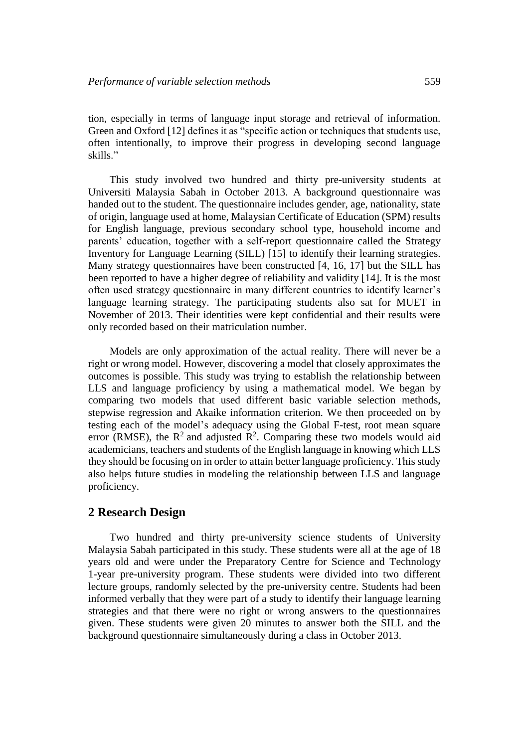tion, especially in terms of language input storage and retrieval of information. Green and Oxford [12] defines it as "specific action or techniques that students use, often intentionally, to improve their progress in developing second language skills."

This study involved two hundred and thirty pre-university students at Universiti Malaysia Sabah in October 2013. A background questionnaire was handed out to the student. The questionnaire includes gender, age, nationality, state of origin, language used at home, Malaysian Certificate of Education (SPM) results for English language, previous secondary school type, household income and parents' education, together with a self-report questionnaire called the Strategy Inventory for Language Learning (SILL) [15] to identify their learning strategies. Many strategy questionnaires have been constructed [4, 16, 17] but the SILL has been reported to have a higher degree of reliability and validity [14]. It is the most often used strategy questionnaire in many different countries to identify learner's language learning strategy. The participating students also sat for MUET in November of 2013. Their identities were kept confidential and their results were only recorded based on their matriculation number.

Models are only approximation of the actual reality. There will never be a right or wrong model. However, discovering a model that closely approximates the outcomes is possible. This study was trying to establish the relationship between LLS and language proficiency by using a mathematical model. We began by comparing two models that used different basic variable selection methods, stepwise regression and Akaike information criterion. We then proceeded on by testing each of the model's adequacy using the Global F-test, root mean square error (RMSE), the $R^2$ and adjusted $R^2$. Comparing these two models would aid academicians, teachers and students of the English language in knowing which LLS they should be focusing on in order to attain better language proficiency. This study also helps future studies in modeling the relationship between LLS and language proficiency.

## 2 Research Design

Two hundred and thirty pre-university science students of University Malaysia Sabah participated in this study. These students were all at the age of 18 years old and were under the Preparatory Centre for Science and Technology 1-year pre-university program. These students were divided into two different lecture groups, randomly selected by the pre-university centre. Students had been informed verbally that they were part of a study to identify their language learning strategies and that there were no right or wrong answers to the questionnaires given. These students were given 20 minutes to answer both the SILL and the background questionnaire simultaneously during a class in October 2013.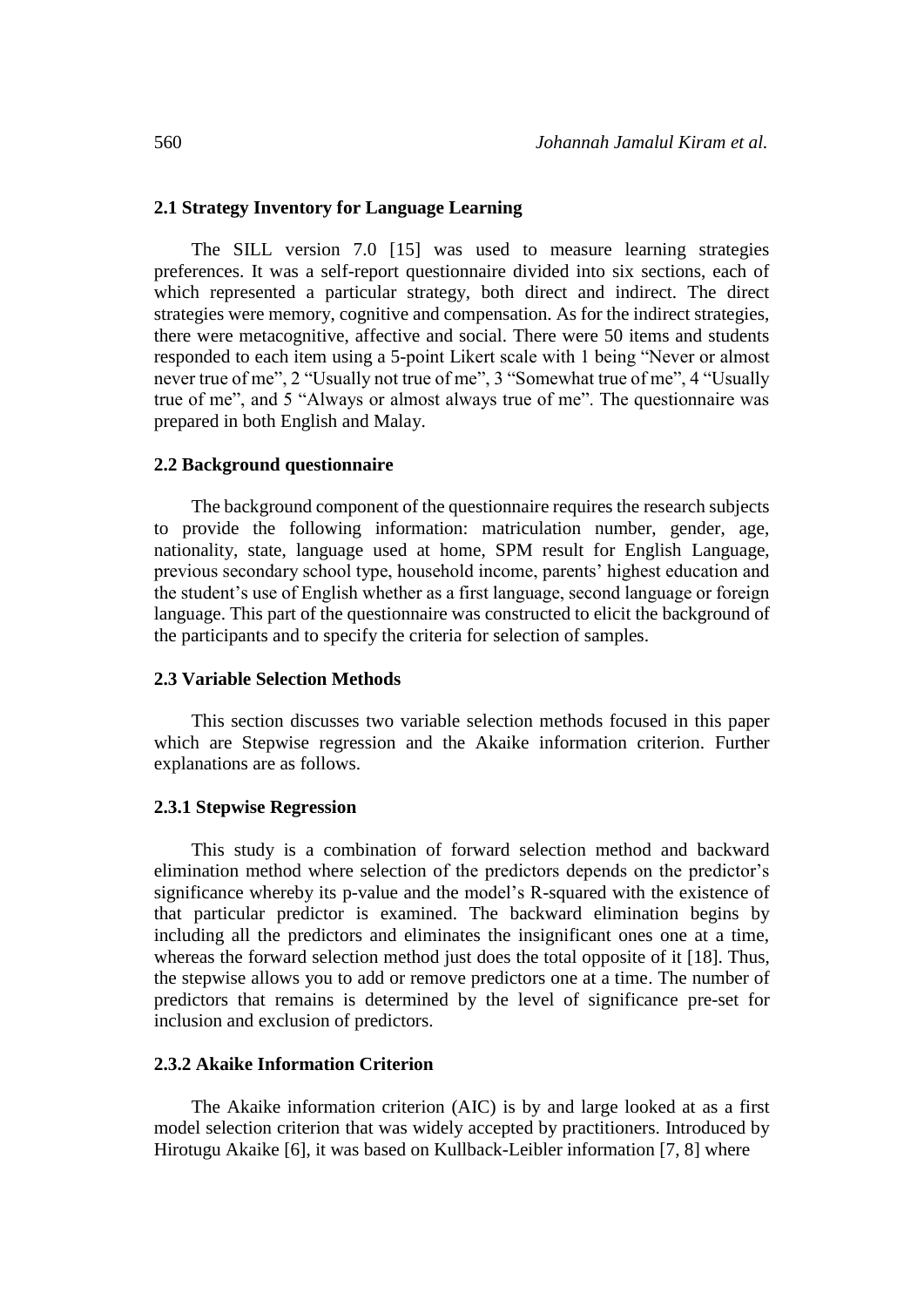### 2.1 Strategy Inventory for Language Learning

The SILL version 7.0 [15] was used to measure learning strategies preferences. It was a self-report questionnaire divided into six sections, each of which represented a particular strategy, both direct and indirect. The direct strategies were memory, cognitive and compensation. As for the indirect strategies, there were metacognitive, affective and social. There were 50 items and students responded to each item using a 5-point Likert scale with 1 being "Never or almost never true of me", 2 "Usually not true of me", 3 "Somewhat true of me", 4 "Usually true of me", and 5 "Always or almost always true of me". The questionnaire was prepared in both English and Malay.

### 2.2 Background questionnaire

The background component of the questionnaire requires the research subjects to provide the following information: matriculation number, gender, age, nationality, state, language used at home, SPM result for English Language, previous secondary school type, household income, parents' highest education and the student's use of English whether as a first language, second language or foreign language. This part of the questionnaire was constructed to elicit the background of the participants and to specify the criteria for selection of samples.

### 2.3 Variable Selection Methods

This section discusses two variable selection methods focused in this paper which are Stepwise regression and the Akaike information criterion. Further explanations are as follows.

#### 2.3.1 Stepwise Regression

This study is a combination of forward selection method and backward elimination method where selection of the predictors depends on the predictor's significance whereby its p-value and the model's R-squared with the existence of that particular predictor is examined. The backward elimination begins by including all the predictors and eliminates the insignificant ones one at a time, whereas the forward selection method just does the total opposite of it [18]. Thus, the stepwise allows you to add or remove predictors one at a time. The number of predictors that remains is determined by the level of significance pre-set for inclusion and exclusion of predictors.

#### 2.3.2 Akaike Information Criterion

The Akaike information criterion (AIC) is by and large looked at as a first model selection criterion that was widely accepted by practitioners. Introduced by Hirotugu Akaike [6], it was based on Kullback-Leibler information [7, 8] where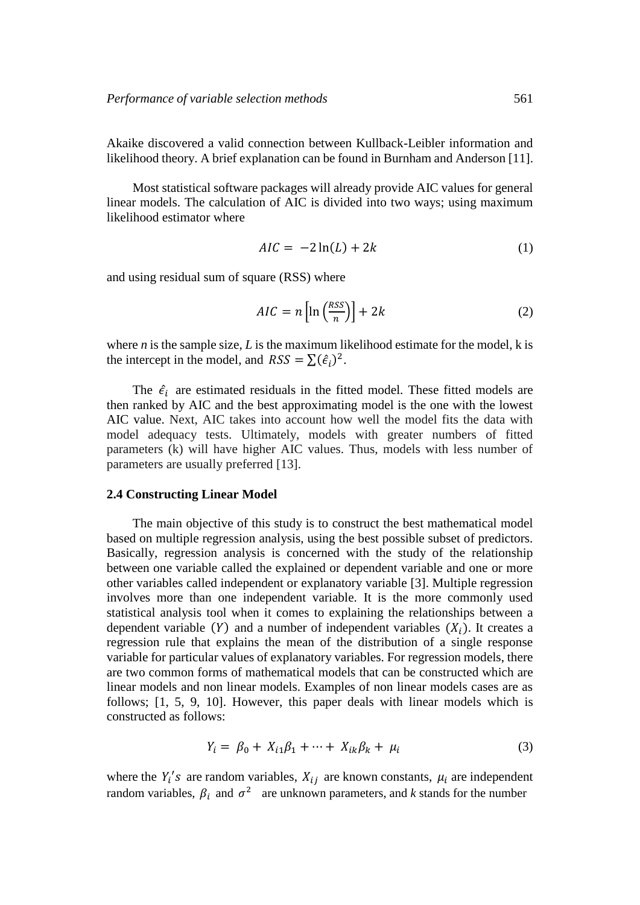Akaike discovered a valid connection between Kullback-Leibler information and likelihood theory. A brief explanation can be found in Burnham and Anderson [11].

Most statistical software packages will already provide AIC values for general linear models. The calculation of AIC is divided into two ways; using maximum likelihood estimator where

$$AIC = -2\ln(L) + 2k \tag{1}$$

and using residual sum of square (RSS) where

$$AIC = n\left[\ln\left(\frac{RSS}{n}\right)\right] + 2k \tag{2}$$

where $n$ is the sample size, $L$ is the maximum likelihood estimate for the model, k is the intercept in the model, and $RSS = \sum(\hat{\epsilon}_i)^2$.

The $\hat{\epsilon}_i$ are estimated residuals in the fitted model. These fitted models are then ranked by AIC and the best approximating model is the one with the lowest AIC value. Next, AIC takes into account how well the model fits the data with model adequacy tests. Ultimately, models with greater numbers of fitted parameters (k) will have higher AIC values. Thus, models with less number of parameters are usually preferred [13].

### 2.4 Constructing Linear Model

The main objective of this study is to construct the best mathematical model based on multiple regression analysis, using the best possible subset of predictors. Basically, regression analysis is concerned with the study of the relationship between one variable called the explained or dependent variable and one or more other variables called independent or explanatory variable [3]. Multiple regression involves more than one independent variable. It is the more commonly used statistical analysis tool when it comes to explaining the relationships between a dependent variable $(Y)$ and a number of independent variables $(X_i)$. It creates a regression rule that explains the mean of the distribution of a single response variable for particular values of explanatory variables. For regression models, there are two common forms of mathematical models that can be constructed which are linear models and non linear models. Examples of non linear models cases are as follows; [1, 5, 9, 10]. However, this paper deals with linear models which is constructed as follows:

$$Y_i = \beta_0 + X_{i1}\beta_1 + \cdots + X_{ik}\beta_k + \mu_i \tag{3}$$

where the $Y_i's$ are random variables, $X_{ij}$ are known constants, $\mu_i$ are independent random variables, $\beta_i$ and $\sigma^2$ are unknown parameters, and $k$ stands for the number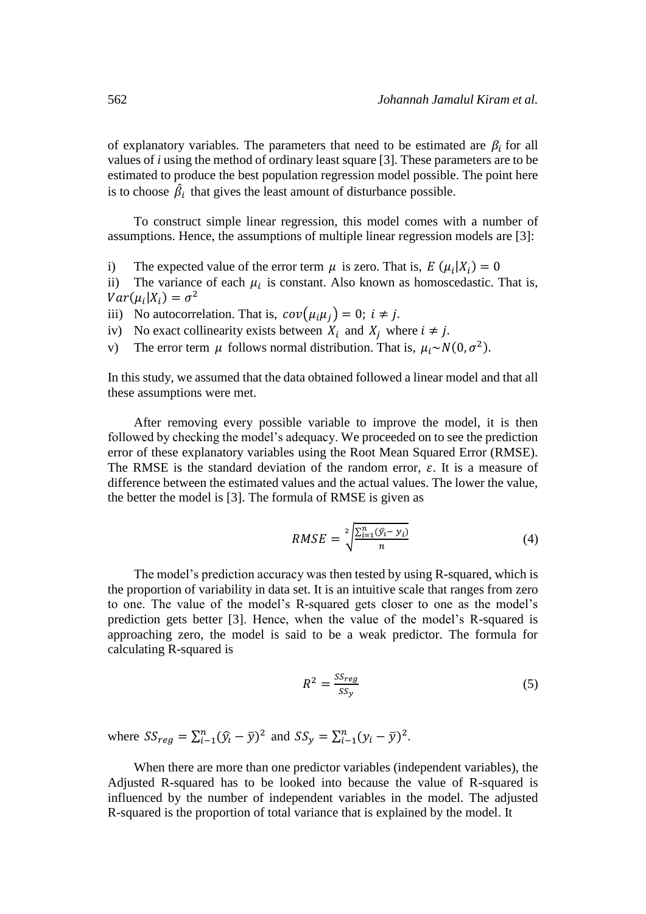of explanatory variables. The parameters that need to be estimated are $\beta_i$ for all values of *i* using the method of ordinary least square [3]. These parameters are to be estimated to produce the best population regression model possible. The point here is to choose $\hat{\beta}_i$ that gives the least amount of disturbance possible.

To construct simple linear regression, this model comes with a number of assumptions. Hence, the assumptions of multiple linear regression models are [3]:

i) The expected value of the error term $\mu$ is zero. That is, $E\,(\mu_i|X_i) = 0$

ii) The variance of each $\mu_i$ is constant. Also known as homoscedastic. That is, $Var(\mu_i|X_i) = \sigma^2$

iii) No autocorrelation. That is, $cov(\mu_i \mu_j) = 0;\ i \neq j$.

iv) No exact collinearity exists between $X_i$ and $X_j$ where $i \neq j$.

v) The error term $\mu$ follows normal distribution. That is, $\mu_i \sim N(0, \sigma^2)$.

In this study, we assumed that the data obtained followed a linear model and that all these assumptions were met.

After removing every possible variable to improve the model, it is then followed by checking the model's adequacy. We proceeded on to see the prediction error of these explanatory variables using the Root Mean Squared Error (RMSE). The RMSE is the standard deviation of the random error, $\varepsilon$. It is a measure of difference between the estimated values and the actual values. The lower the value, the better the model is [3]. The formula of RMSE is given as

$$RMSE = \sqrt[2]{\frac{\sum_{i=1}^{n}(\hat{y}_i - y_i)}{n}} \tag{4}$$

The model's prediction accuracy was then tested by using R-squared, which is the proportion of variability in data set. It is an intuitive scale that ranges from zero to one. The value of the model's R-squared gets closer to one as the model's prediction gets better [3]. Hence, when the value of the model's R-squared is approaching zero, the model is said to be a weak predictor. The formula for calculating R-squared is

$$R^2 = \frac{SS_{reg}}{SS_y} \tag{5}$$

where $SS_{reg} = \sum_{i-1}^{n}(\hat{y}_i - \bar{y})^2$ and $SS_y = \sum_{i-1}^{n}(y_i - \bar{y})^2$.

When there are more than one predictor variables (independent variables), the Adjusted R-squared has to be looked into because the value of R-squared is influenced by the number of independent variables in the model. The adjusted R-squared is the proportion of total variance that is explained by the model. It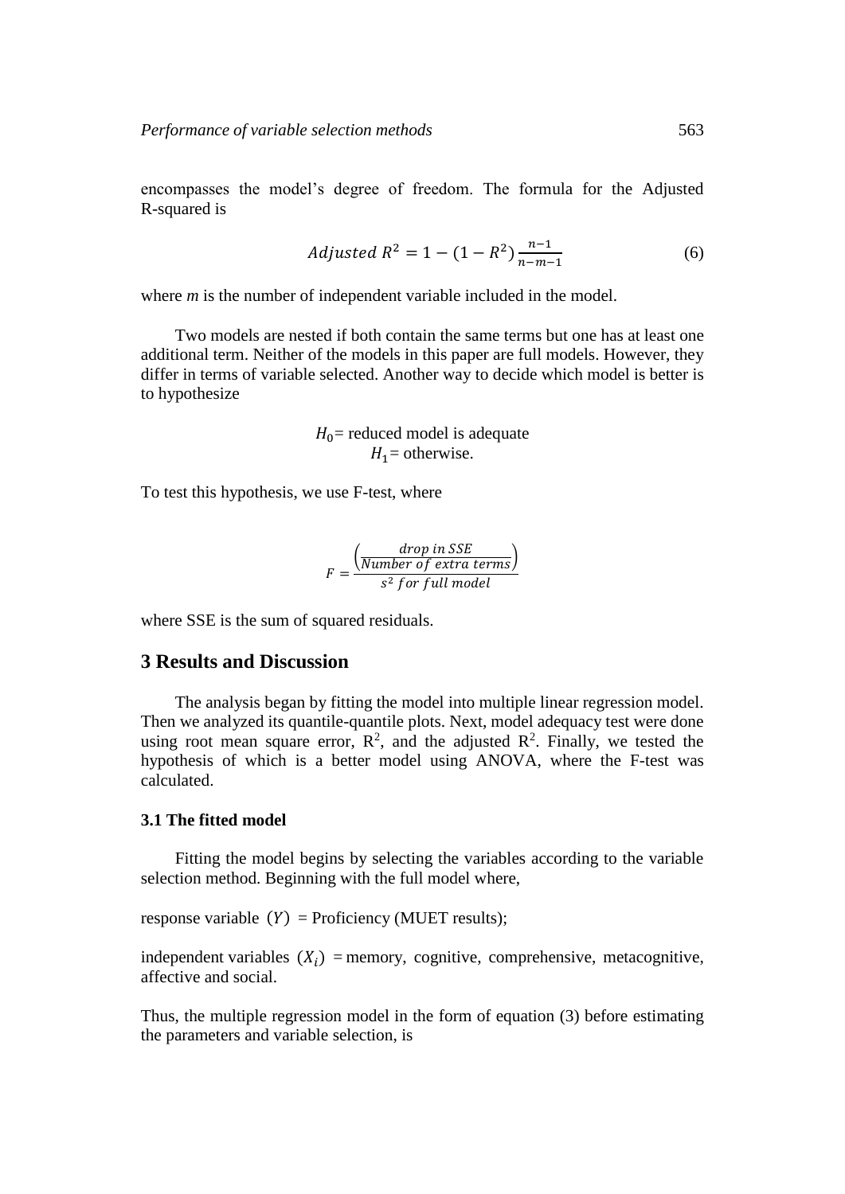encompasses the model's degree of freedom. The formula for the Adjusted R-squared is

$$Adjusted\ R^2 = 1 - (1 - R^2)\frac{n-1}{n-m-1} \tag{6}$$

where *m* is the number of independent variable included in the model.

Two models are nested if both contain the same terms but one has at least one additional term. Neither of the models in this paper are full models. However, they differ in terms of variable selected. Another way to decide which model is better is to hypothesize

$H_0$ = reduced model is adequate
$H_1$ = otherwise.

To test this hypothesis, we use F-test, where

$$F = \frac{\left(\frac{drop\ in\ SSE}{Number\ of\ extra\ terms}\right)}{s^2\ for\ full\ model}$$

where SSE is the sum of squared residuals.

## 3 Results and Discussion

The analysis began by fitting the model into multiple linear regression model. Then we analyzed its quantile-quantile plots. Next, model adequacy test were done using root mean square error, $R^2$, and the adjusted $R^2$. Finally, we tested the hypothesis of which is a better model using ANOVA, where the F-test was calculated.

### 3.1 The fitted model

Fitting the model begins by selecting the variables according to the variable selection method. Beginning with the full model where,

response variable $(Y)$ = Proficiency (MUET results);

independent variables $(X_i)$ = memory, cognitive, comprehensive, metacognitive, affective and social.

Thus, the multiple regression model in the form of equation (3) before estimating the parameters and variable selection, is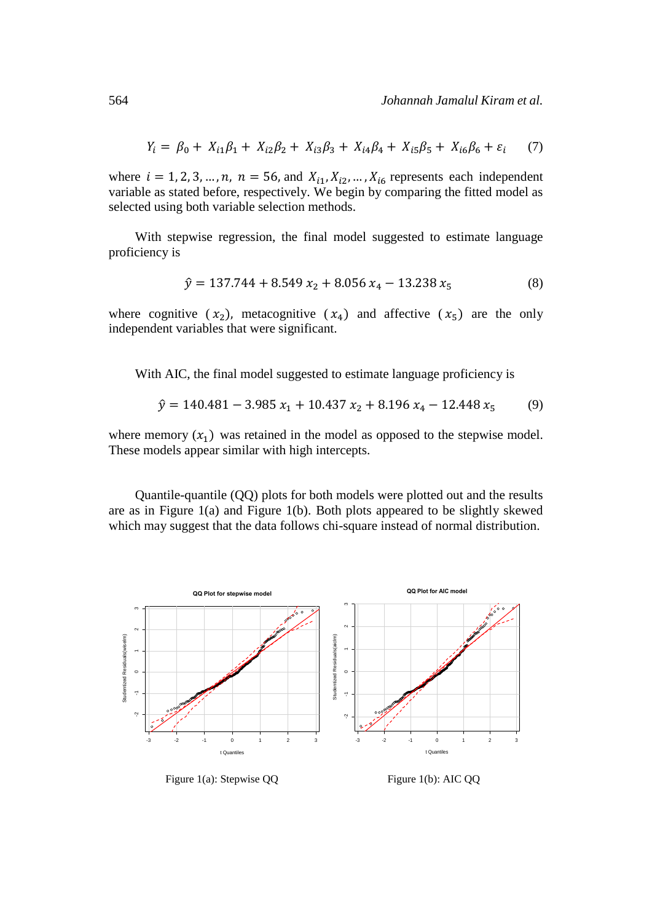$$Y_i = \beta_0 + X_{i1}\beta_1 + X_{i2}\beta_2 + X_{i3}\beta_3 + X_{i4}\beta_4 + X_{i5}\beta_5 + X_{i6}\beta_6 + \varepsilon_i \qquad (7)$$

where $i = 1, 2, 3, \ldots, n$, $n = 56$, and $X_{i1}, X_{i2}, \ldots, X_{i6}$ represents each independent variable as stated before, respectively. We begin by comparing the fitted model as selected using both variable selection methods.

With stepwise regression, the final model suggested to estimate language proficiency is

$$\hat{y} = 137.744 + 8.549\, x_2 + 8.056\, x_4 - 13.238\, x_5 \qquad (8)$$

where cognitive ($x_2$), metacognitive ($x_4$) and affective ($x_5$) are the only independent variables that were significant.

With AIC, the final model suggested to estimate language proficiency is

$$\hat{y} = 140.481 - 3.985\, x_1 + 10.437\, x_2 + 8.196\, x_4 - 12.448\, x_5 \qquad (9)$$

where memory ($x_1$) was retained in the model as opposed to the stepwise model. These models appear similar with high intercepts.

Quantile-quantile (QQ) plots for both models were plotted out and the results are as in Figure 1(a) and Figure 1(b). Both plots appeared to be slightly skewed which may suggest that the data follows chi-square instead of normal distribution.

Figure 1(a): Stepwise QQ

Figure 1(b): AIC QQ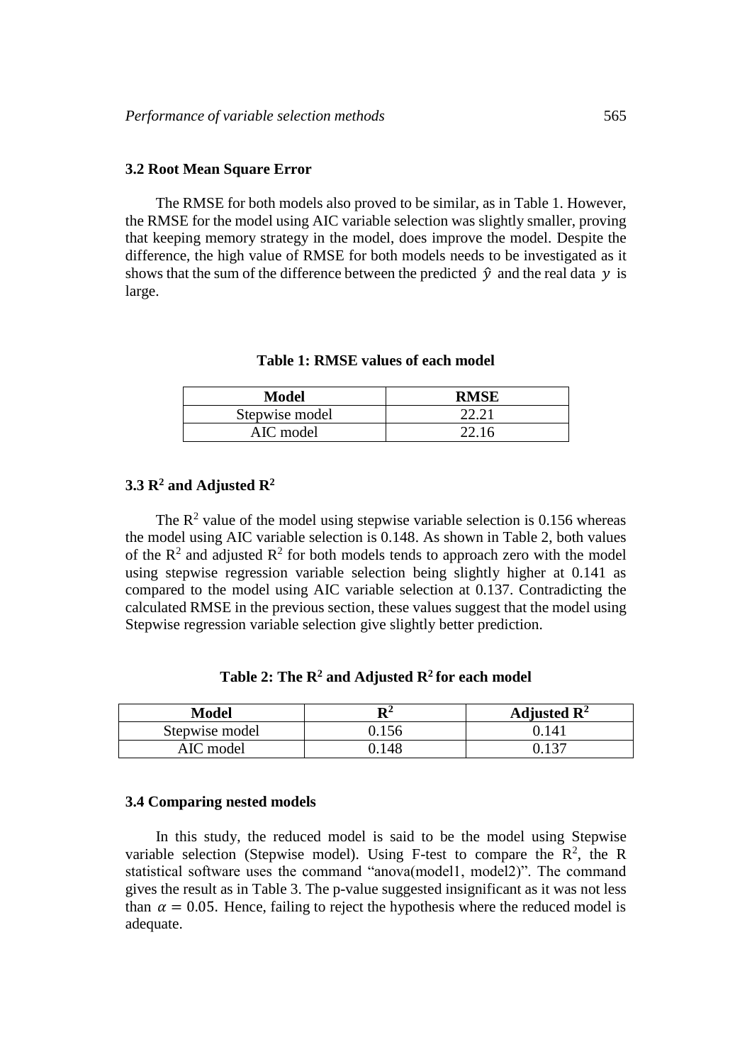### 3.2 Root Mean Square Error

The RMSE for both models also proved to be similar, as in Table 1. However, the RMSE for the model using AIC variable selection was slightly smaller, proving that keeping memory strategy in the model, does improve the model. Despite the difference, the high value of RMSE for both models needs to be investigated as it shows that the sum of the difference between the predicted $\hat{y}$ and the real data $y$ is large.

**Table 1: RMSE values of each model**

| Model | RMSE |
|---|---|
| Stepwise model | 22.21 |
| AIC model | 22.16 |

### 3.3 $R^2$ and Adjusted $R^2$

The $R^2$ value of the model using stepwise variable selection is 0.156 whereas the model using AIC variable selection is 0.148. As shown in Table 2, both values of the $R^2$ and adjusted $R^2$ for both models tends to approach zero with the model using stepwise regression variable selection being slightly higher at 0.141 as compared to the model using AIC variable selection at 0.137. Contradicting the calculated RMSE in the previous section, these values suggest that the model using Stepwise regression variable selection give slightly better prediction.

**Table 2: The $R^2$ and Adjusted $R^2$ for each model**

| Model | $R^2$ | Adjusted $R^2$ |
|---|---|---|
| Stepwise model | 0.156 | 0.141 |
| AIC model | 0.148 | 0.137 |

### 3.4 Comparing nested models

In this study, the reduced model is said to be the model using Stepwise variable selection (Stepwise model). Using F-test to compare the $R^2$, the R statistical software uses the command "anova(model1, model2)". The command gives the result as in Table 3. The p-value suggested insignificant as it was not less than $\alpha = 0.05$. Hence, failing to reject the hypothesis where the reduced model is adequate.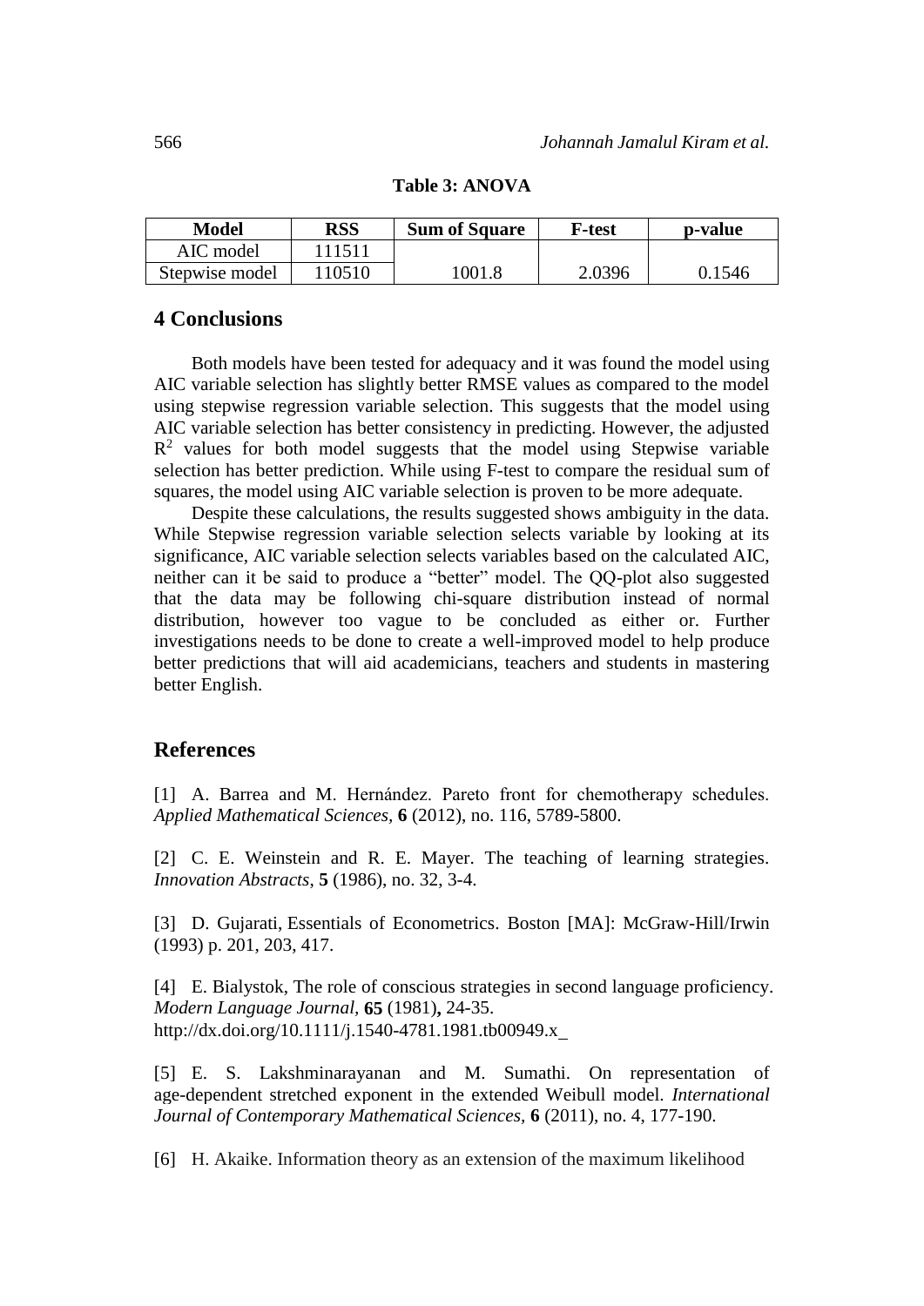**Table 3: ANOVA**

| Model | RSS | Sum of Square | F-test | p-value |
|---|---|---|---|---|
| AIC model | 111511 | | | |
| Stepwise model | 110510 | 1001.8 | 2.0396 | 0.1546 |

## 4 Conclusions

Both models have been tested for adequacy and it was found the model using AIC variable selection has slightly better RMSE values as compared to the model using stepwise regression variable selection. This suggests that the model using AIC variable selection has better consistency in predicting. However, the adjusted $R^2$ values for both model suggests that the model using Stepwise variable selection has better prediction. While using F-test to compare the residual sum of squares, the model using AIC variable selection is proven to be more adequate.

Despite these calculations, the results suggested shows ambiguity in the data. While Stepwise regression variable selection selects variable by looking at its significance, AIC variable selection selects variables based on the calculated AIC, neither can it be said to produce a "better" model. The QQ-plot also suggested that the data may be following chi-square distribution instead of normal distribution, however too vague to be concluded as either or. Further investigations needs to be done to create a well-improved model to help produce better predictions that will aid academicians, teachers and students in mastering better English.

## References

[1] A. Barrea and M. Hernández. Pareto front for chemotherapy schedules. *Applied Mathematical Sciences*, **6** (2012), no. 116, 5789-5800.

[2] C. E. Weinstein and R. E. Mayer. The teaching of learning strategies. *Innovation Abstracts*, **5** (1986), no. 32, 3-4.

[3] D. Gujarati, Essentials of Econometrics. Boston [MA]: McGraw-Hill/Irwin (1993) p. 201, 203, 417.

[4] E. Bialystok, The role of conscious strategies in second language proficiency. *Modern Language Journal*, **65** (1981)**,** 24-35. http://dx.doi.org/10.1111/j.1540-4781.1981.tb00949.x

[5] E. S. Lakshminarayanan and M. Sumathi. On representation of age-dependent stretched exponent in the extended Weibull model. *International Journal of Contemporary Mathematical Sciences*, **6** (2011), no. 4, 177-190.

[6] H. Akaike. Information theory as an extension of the maximum likelihood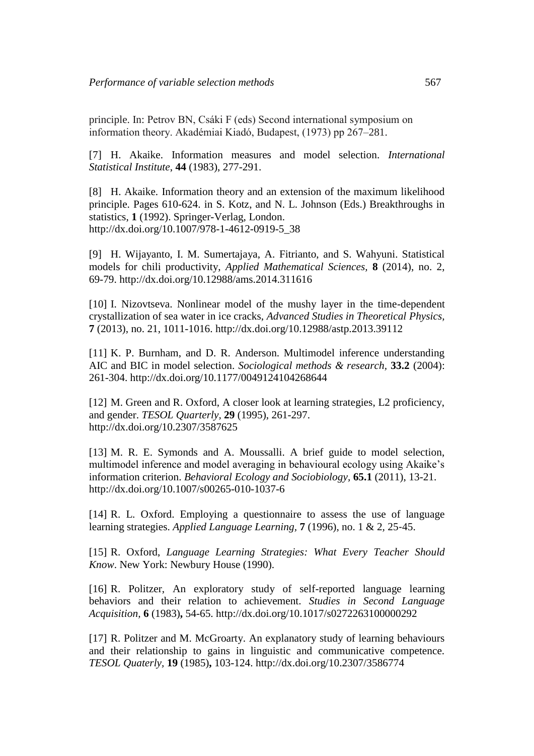principle. In: Petrov BN, Csáki F (eds) Second international symposium on information theory. Akadémiai Kiadó, Budapest, (1973) pp 267–281.

[7] H. Akaike. Information measures and model selection. *International Statistical Institute*, **44** (1983), 277-291.

[8] H. Akaike. Information theory and an extension of the maximum likelihood principle. Pages 610-624. in S. Kotz, and N. L. Johnson (Eds.) Breakthroughs in statistics, **1** (1992). Springer-Verlag, London. http://dx.doi.org/10.1007/978-1-4612-0919-5_38

[9] H. Wijayanto, I. M. Sumertajaya, A. Fitrianto, and S. Wahyuni. Statistical models for chili productivity, *Applied Mathematical Sciences,* **8** (2014), no. 2, 69-79. http://dx.doi.org/10.12988/ams.2014.311616

[10] I. Nizovtseva. Nonlinear model of the mushy layer in the time-dependent crystallization of sea water in ice cracks, *Advanced Studies in Theoretical Physics,* **7** (2013), no. 21, 1011-1016. http://dx.doi.org/10.12988/astp.2013.39112

[11] K. P. Burnham, and D. R. Anderson. Multimodel inference understanding AIC and BIC in model selection. *Sociological methods & research,* **33.2** (2004): 261-304. http://dx.doi.org/10.1177/0049124104268644

[12] M. Green and R. Oxford, A closer look at learning strategies, L2 proficiency, and gender. *TESOL Quarterly*, **29** (1995), 261-297. http://dx.doi.org/10.2307/3587625

[13] M. R. E. Symonds and A. Moussalli. A brief guide to model selection, multimodel inference and model averaging in behavioural ecology using Akaike's information criterion. *Behavioral Ecology and Sociobiology,* **65.1** (2011), 13-21. http://dx.doi.org/10.1007/s00265-010-1037-6

[14] R. L. Oxford. Employing a questionnaire to assess the use of language learning strategies. *Applied Language Learning*, **7** (1996), no. 1 & 2, 25-45.

[15] R. Oxford, *Language Learning Strategies: What Every Teacher Should Know*. New York: Newbury House (1990).

[16] R. Politzer, An exploratory study of self-reported language learning behaviors and their relation to achievement. *Studies in Second Language Acquisition,* **6** (1983)**,** 54-65. http://dx.doi.org/10.1017/s0272263100000292

[17] R. Politzer and M. McGroarty. An explanatory study of learning behaviours and their relationship to gains in linguistic and communicative competence. *TESOL Quaterly,* **19** (1985)**,** 103-124. http://dx.doi.org/10.2307/3586774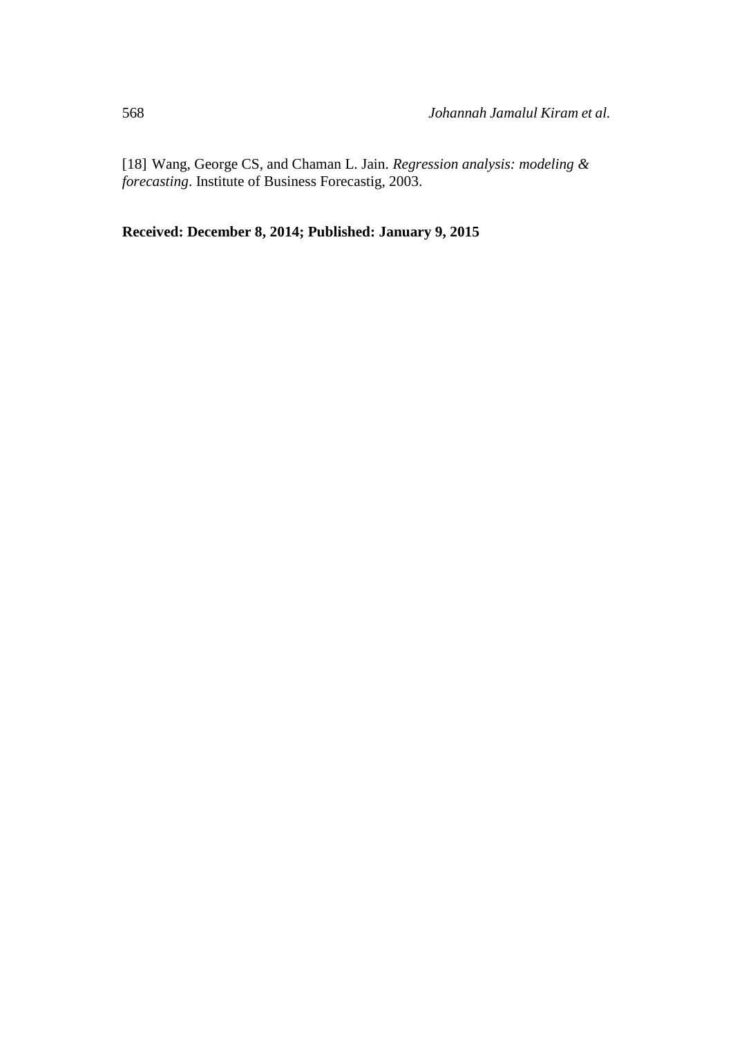[18] Wang, George CS, and Chaman L. Jain. *Regression analysis: modeling & forecasting*. Institute of Business Forecastig, 2003.

**Received: December 8, 2014; Published: January 9, 2015**